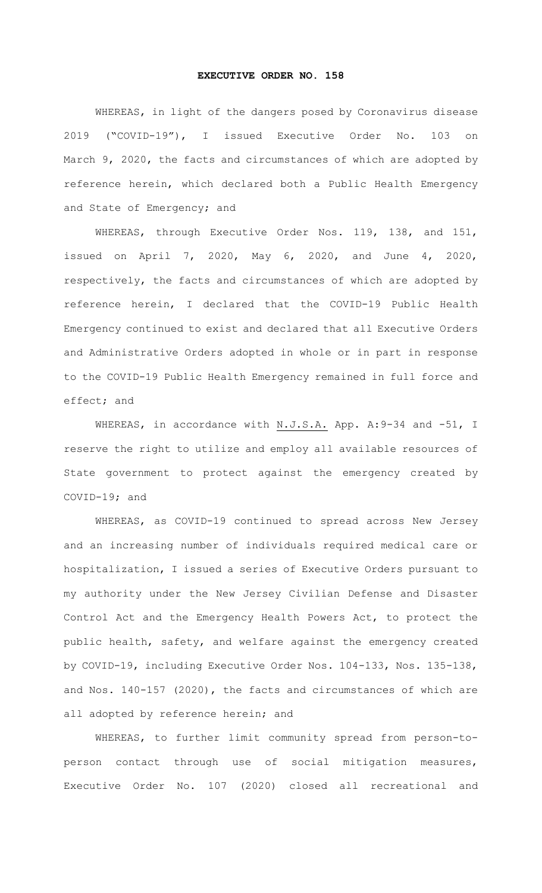# EXECUTIVE ORDER NO. 158

WHEREAS, in light of the dangers posed by Coronavirus disease 2019 ("COVID-19"), I issued Executive Order No. 103 on March 9, 2020, the facts and circumstances of which are adopted by reference herein, which declared both a Public Health Emergency and State of Emergency; and

WHEREAS, through Executive Order Nos. 119, 138, and 151, issued on April 7, 2020, May 6, 2020, and June 4, 2020, respectively, the facts and circumstances of which are adopted by reference herein, I declared that the COVID-19 Public Health Emergency continued to exist and declared that all Executive Orders and Administrative Orders adopted in whole or in part in response to the COVID-19 Public Health Emergency remained in full force and effect; and

WHEREAS, in accordance with N.J.S.A. App. A:9-34 and -51, I reserve the right to utilize and employ all available resources of State government to protect against the emergency created by COVID-19; and

WHEREAS, as COVID-19 continued to spread across New Jersey and an increasing number of individuals required medical care or hospitalization, I issued a series of Executive Orders pursuant to my authority under the New Jersey Civilian Defense and Disaster Control Act and the Emergency Health Powers Act, to protect the public health, safety, and welfare against the emergency created by COVID-19, including Executive Order Nos. 104-133, Nos. 135-138, and Nos. 140-157 (2020), the facts and circumstances of which are all adopted by reference herein; and

WHEREAS, to further limit community spread from person-to-person contact through use of social mitigation measures, Executive Order No. 107 (2020) closed all recreational and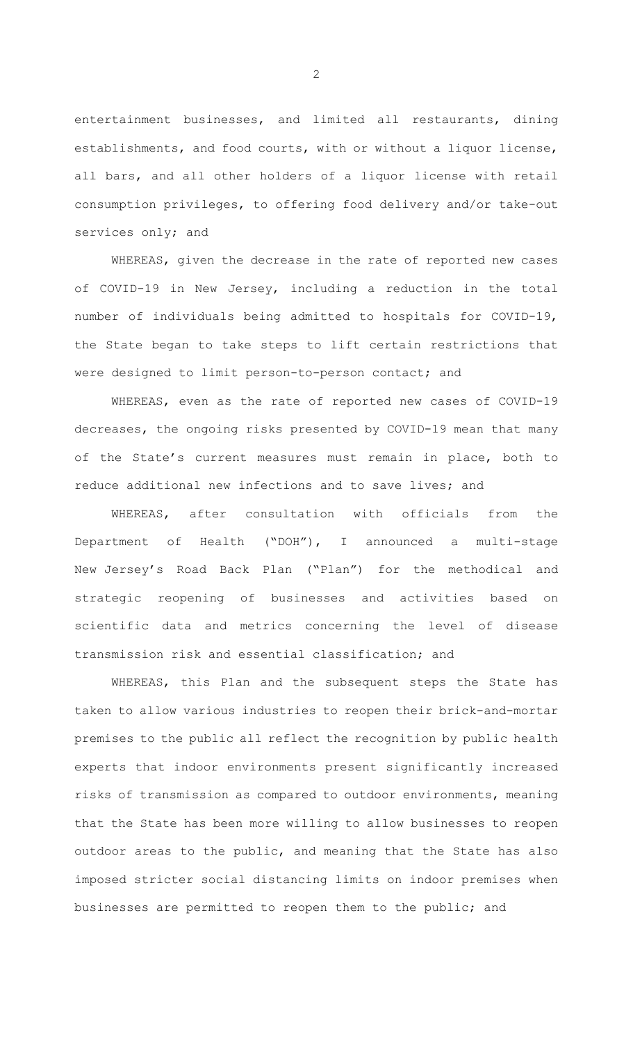entertainment businesses, and limited all restaurants, dining establishments, and food courts, with or without a liquor license, all bars, and all other holders of a liquor license with retail consumption privileges, to offering food delivery and/or take-out services only; and

WHEREAS, given the decrease in the rate of reported new cases of COVID-19 in New Jersey, including a reduction in the total number of individuals being admitted to hospitals for COVID-19, the State began to take steps to lift certain restrictions that were designed to limit person-to-person contact; and

WHEREAS, even as the rate of reported new cases of COVID-19 decreases, the ongoing risks presented by COVID-19 mean that many of the State's current measures must remain in place, both to reduce additional new infections and to save lives; and

WHEREAS, after consultation with officials from the Department of Health ("DOH"), I announced a multi-stage New Jersey's Road Back Plan ("Plan") for the methodical and strategic reopening of businesses and activities based on scientific data and metrics concerning the level of disease transmission risk and essential classification; and

WHEREAS, this Plan and the subsequent steps the State has taken to allow various industries to reopen their brick-and-mortar premises to the public all reflect the recognition by public health experts that indoor environments present significantly increased risks of transmission as compared to outdoor environments, meaning that the State has been more willing to allow businesses to reopen outdoor areas to the public, and meaning that the State has also imposed stricter social distancing limits on indoor premises when businesses are permitted to reopen them to the public; and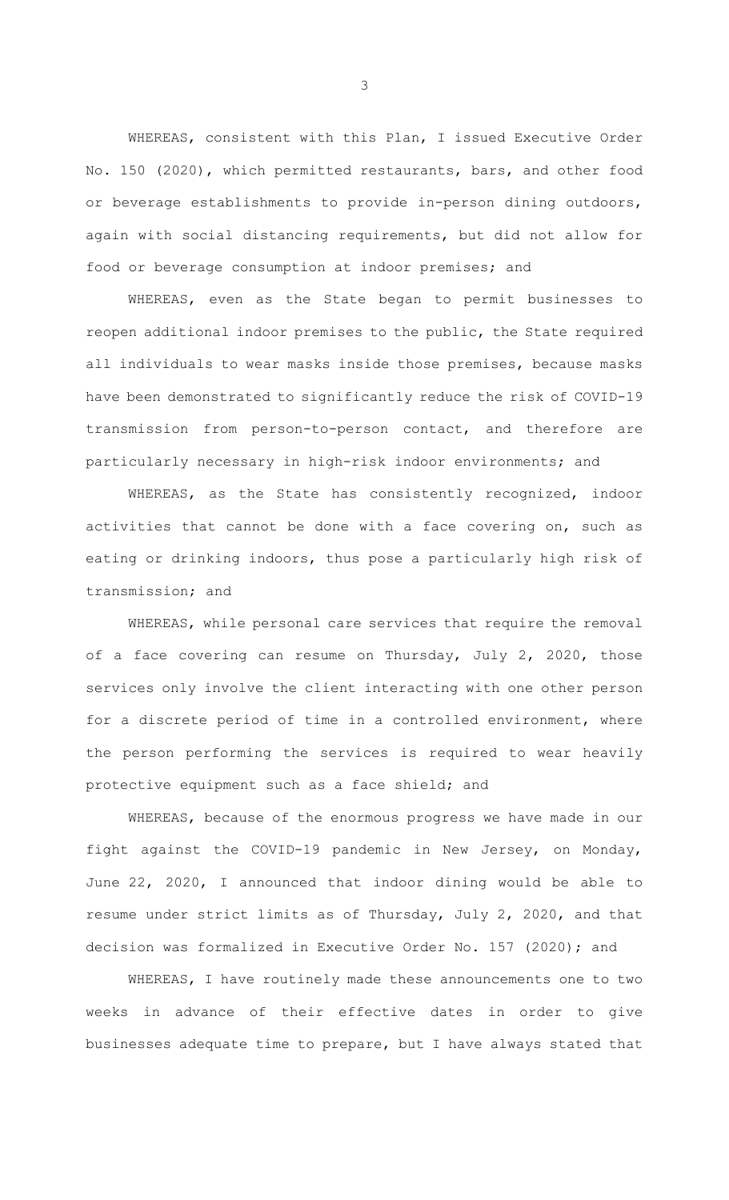WHEREAS, consistent with this Plan, I issued Executive Order No. 150 (2020), which permitted restaurants, bars, and other food or beverage establishments to provide in-person dining outdoors, again with social distancing requirements, but did not allow for food or beverage consumption at indoor premises; and

WHEREAS, even as the State began to permit businesses to reopen additional indoor premises to the public, the State required all individuals to wear masks inside those premises, because masks have been demonstrated to significantly reduce the risk of COVID-19 transmission from person-to-person contact, and therefore are particularly necessary in high-risk indoor environments; and

WHEREAS, as the State has consistently recognized, indoor activities that cannot be done with a face covering on, such as eating or drinking indoors, thus pose a particularly high risk of transmission; and

WHEREAS, while personal care services that require the removal of a face covering can resume on Thursday, July 2, 2020, those services only involve the client interacting with one other person for a discrete period of time in a controlled environment, where the person performing the services is required to wear heavily protective equipment such as a face shield; and

WHEREAS, because of the enormous progress we have made in our fight against the COVID-19 pandemic in New Jersey, on Monday, June 22, 2020, I announced that indoor dining would be able to resume under strict limits as of Thursday, July 2, 2020, and that decision was formalized in Executive Order No. 157 (2020); and

WHEREAS, I have routinely made these announcements one to two weeks in advance of their effective dates in order to give businesses adequate time to prepare, but I have always stated that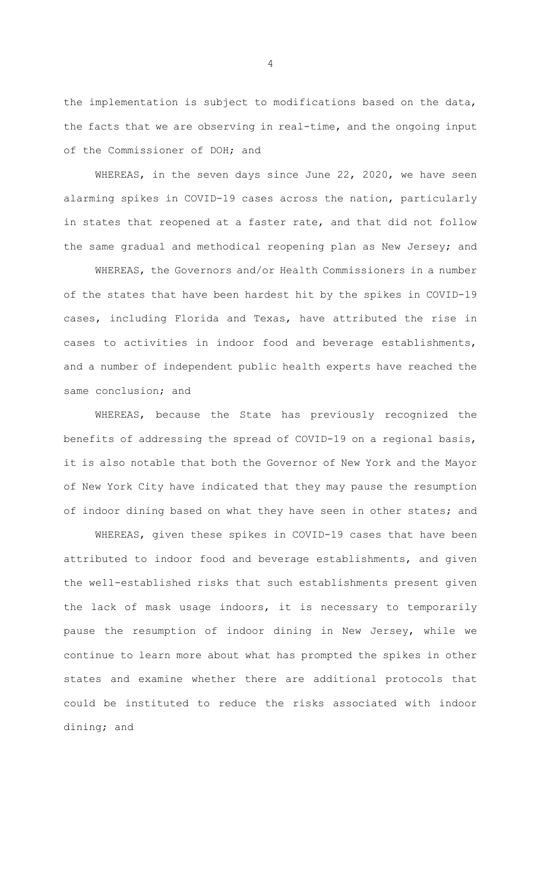the implementation is subject to modifications based on the data, the facts that we are observing in real-time, and the ongoing input of the Commissioner of DOH; and

WHEREAS, in the seven days since June 22, 2020, we have seen alarming spikes in COVID-19 cases across the nation, particularly in states that reopened at a faster rate, and that did not follow the same gradual and methodical reopening plan as New Jersey; and

WHEREAS, the Governors and/or Health Commissioners in a number of the states that have been hardest hit by the spikes in COVID-19 cases, including Florida and Texas, have attributed the rise in cases to activities in indoor food and beverage establishments, and a number of independent public health experts have reached the same conclusion; and

WHEREAS, because the State has previously recognized the benefits of addressing the spread of COVID-19 on a regional basis, it is also notable that both the Governor of New York and the Mayor of New York City have indicated that they may pause the resumption of indoor dining based on what they have seen in other states; and

WHEREAS, given these spikes in COVID-19 cases that have been attributed to indoor food and beverage establishments, and given the well-established risks that such establishments present given the lack of mask usage indoors, it is necessary to temporarily pause the resumption of indoor dining in New Jersey, while we continue to learn more about what has prompted the spikes in other states and examine whether there are additional protocols that could be instituted to reduce the risks associated with indoor dining; and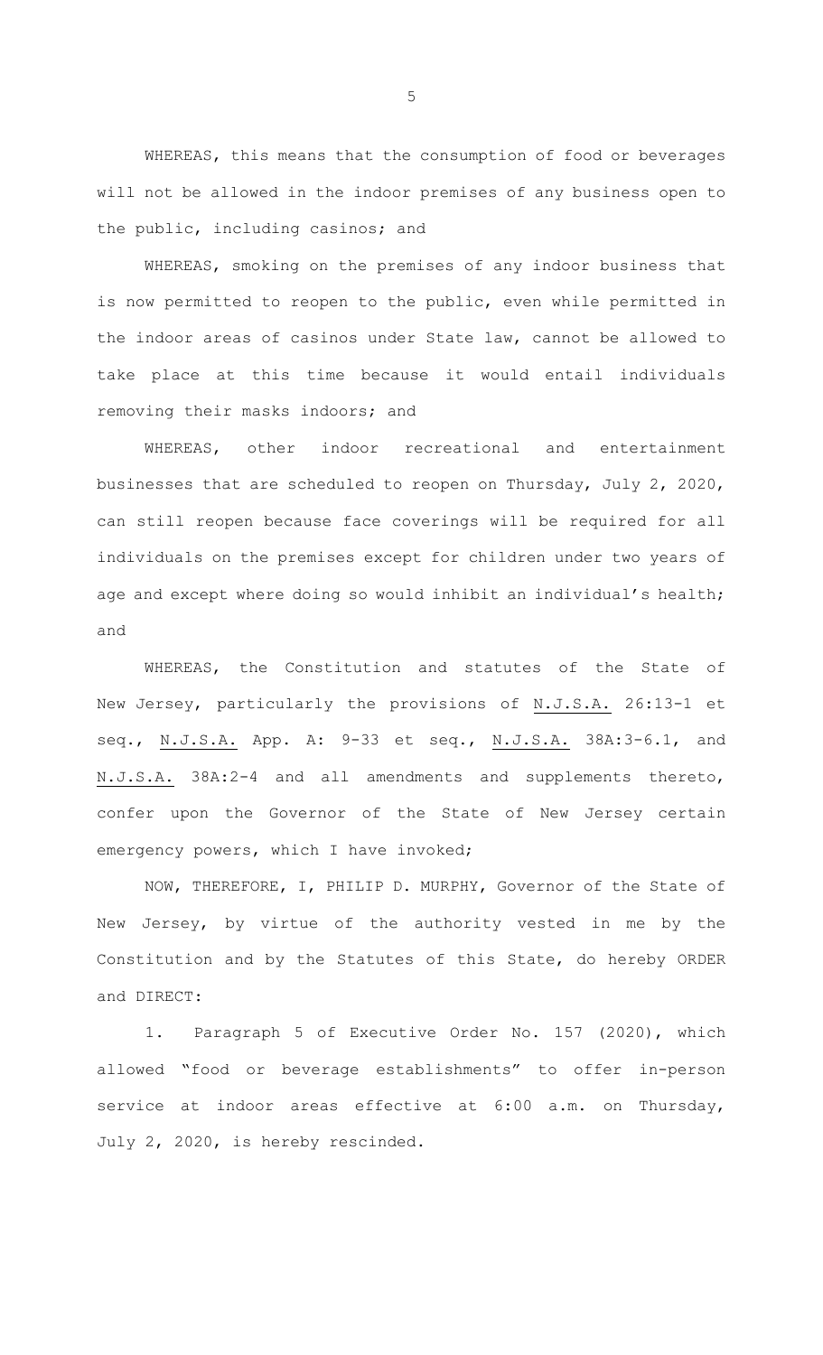WHEREAS, this means that the consumption of food or beverages will not be allowed in the indoor premises of any business open to the public, including casinos; and

WHEREAS, smoking on the premises of any indoor business that is now permitted to reopen to the public, even while permitted in the indoor areas of casinos under State law, cannot be allowed to take place at this time because it would entail individuals removing their masks indoors; and

WHEREAS, other indoor recreational and entertainment businesses that are scheduled to reopen on Thursday, July 2, 2020, can still reopen because face coverings will be required for all individuals on the premises except for children under two years of age and except where doing so would inhibit an individual's health; and

WHEREAS, the Constitution and statutes of the State of New Jersey, particularly the provisions of N.J.S.A. 26:13-1 et seq., N.J.S.A. App. A: 9-33 et seq., N.J.S.A. 38A:3-6.1, and N.J.S.A. 38A:2-4 and all amendments and supplements thereto, confer upon the Governor of the State of New Jersey certain emergency powers, which I have invoked;

NOW, THEREFORE, I, PHILIP D. MURPHY, Governor of the State of New Jersey, by virtue of the authority vested in me by the Constitution and by the Statutes of this State, do hereby ORDER and DIRECT:

1. Paragraph 5 of Executive Order No. 157 (2020), which allowed "food or beverage establishments" to offer in-person service at indoor areas effective at 6:00 a.m. on Thursday, July 2, 2020, is hereby rescinded.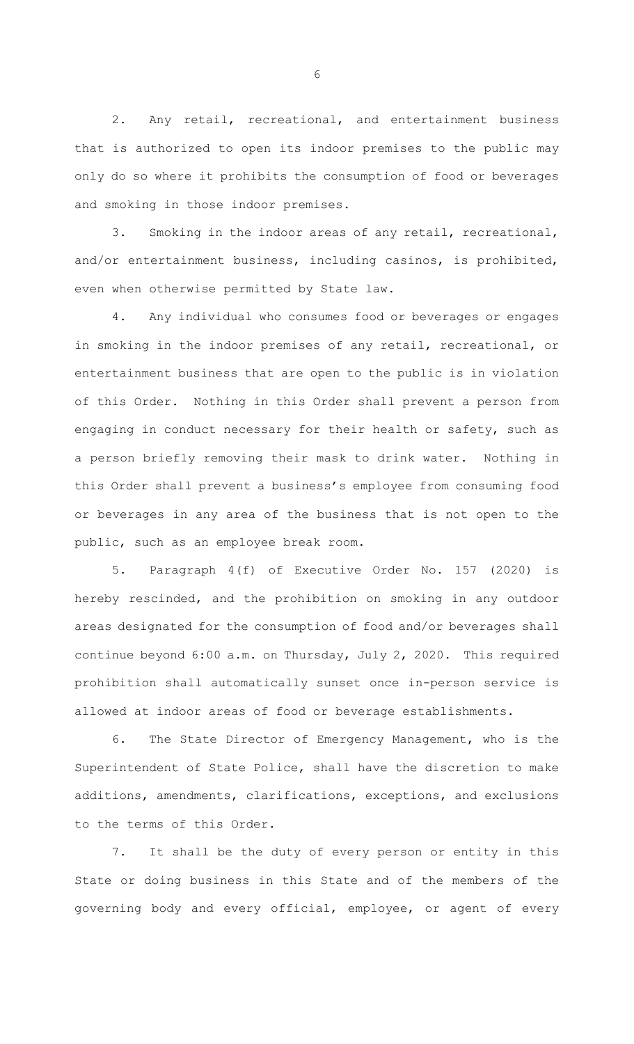2. Any retail, recreational, and entertainment business that is authorized to open its indoor premises to the public may only do so where it prohibits the consumption of food or beverages and smoking in those indoor premises.

3. Smoking in the indoor areas of any retail, recreational, and/or entertainment business, including casinos, is prohibited, even when otherwise permitted by State law.

4. Any individual who consumes food or beverages or engages in smoking in the indoor premises of any retail, recreational, or entertainment business that are open to the public is in violation of this Order. Nothing in this Order shall prevent a person from engaging in conduct necessary for their health or safety, such as a person briefly removing their mask to drink water. Nothing in this Order shall prevent a business's employee from consuming food or beverages in any area of the business that is not open to the public, such as an employee break room.

5. Paragraph 4(f) of Executive Order No. 157 (2020) is hereby rescinded, and the prohibition on smoking in any outdoor areas designated for the consumption of food and/or beverages shall continue beyond 6:00 a.m. on Thursday, July 2, 2020. This required prohibition shall automatically sunset once in-person service is allowed at indoor areas of food or beverage establishments.

6. The State Director of Emergency Management, who is the Superintendent of State Police, shall have the discretion to make additions, amendments, clarifications, exceptions, and exclusions to the terms of this Order.

7. It shall be the duty of every person or entity in this State or doing business in this State and of the members of the governing body and every official, employee, or agent of every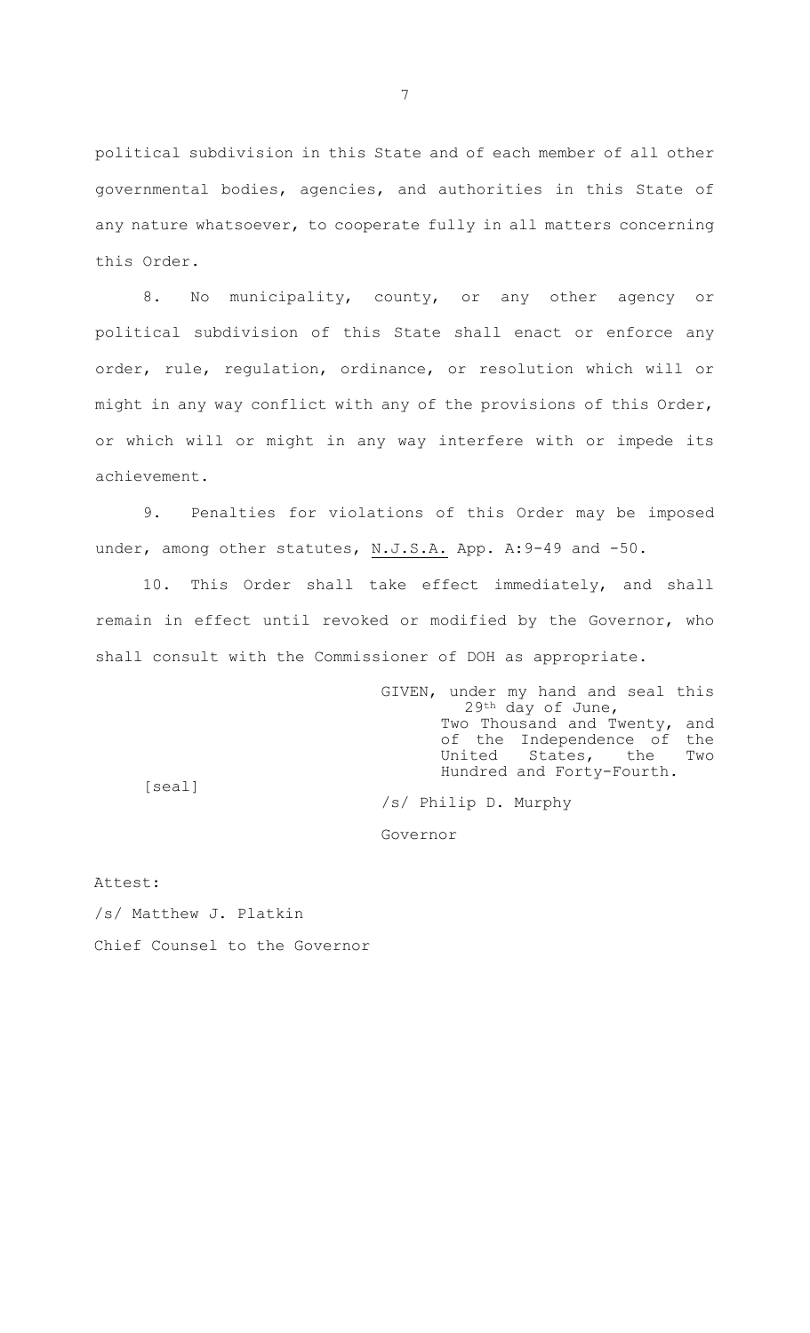political subdivision in this State and of each member of all other governmental bodies, agencies, and authorities in this State of any nature whatsoever, to cooperate fully in all matters concerning this Order.

8. No municipality, county, or any other agency or political subdivision of this State shall enact or enforce any order, rule, regulation, ordinance, or resolution which will or might in any way conflict with any of the provisions of this Order, or which will or might in any way interfere with or impede its achievement.

9. Penalties for violations of this Order may be imposed under, among other statutes, N.J.S.A. App. A:9-49 and -50.

10. This Order shall take effect immediately, and shall remain in effect until revoked or modified by the Governor, who shall consult with the Commissioner of DOH as appropriate.

GIVEN, under my hand and seal this 29th day of June, Two Thousand and Twenty, and of the Independence of the United States, the Two Hundred and Forty-Fourth.

[seal]

/s/ Philip D. Murphy

Governor

Attest:

/s/ Matthew J. Platkin

Chief Counsel to the Governor